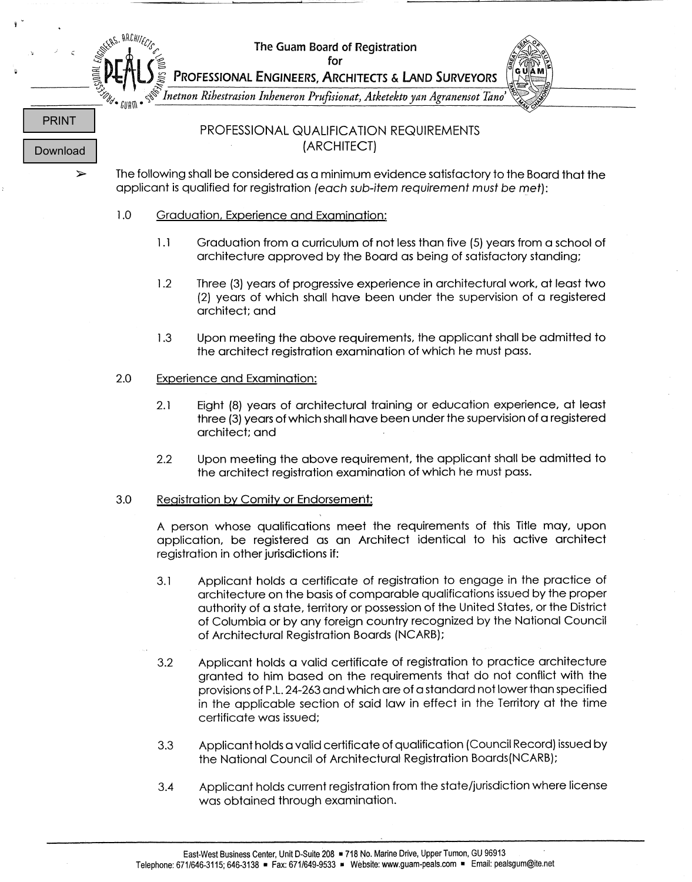The Guam Board of Registration
for
PROFESSIONAL ENGINEERS, ARCHITECTS & LAND SURVEYORS
*Inetnon Rihestrasion Inheneron Prufisionat, Atketekto yan Agranensot Tano'*

# PROFESSIONAL QUALIFICATION REQUIREMENTS
## (ARCHITECT)

➢ The following shall be considered as a minimum evidence satisfactory to the Board that the applicant is qualified for registration *(each sub-item requirement must be met)*:

1.0 Graduation, Experience and Examination:

1.1 Graduation from a curriculum of not less than five (5) years from a school of architecture approved by the Board as being of satisfactory standing;

1.2 Three (3) years of progressive experience in architectural work, at least two (2) years of which shall have been under the supervision of a registered architect; and

1.3 Upon meeting the above requirements, the applicant shall be admitted to the architect registration examination of which he must pass.

2.0 Experience and Examination:

2.1 Eight (8) years of architectural training or education experience, at least three (3) years of which shall have been under the supervision of a registered architect; and

2.2 Upon meeting the above requirement, the applicant shall be admitted to the architect registration examination of which he must pass.

3.0 Registration by Comity or Endorsement:

A person whose qualifications meet the requirements of this Title may, upon application, be registered as an Architect identical to his active architect registration in other jurisdictions if:

3.1 Applicant holds a certificate of registration to engage in the practice of architecture on the basis of comparable qualifications issued by the proper authority of a state, territory or possession of the United States, or the District of Columbia or by any foreign country recognized by the National Council of Architectural Registration Boards (NCARB);

3.2 Applicant holds a valid certificate of registration to practice architecture granted to him based on the requirements that do not conflict with the provisions of P.L. 24-263 and which are of a standard not lower than specified in the applicable section of said law in effect in the Territory at the time certificate was issued;

3.3 Applicant holds a valid certificate of qualification (Council Record) issued by the National Council of Architectural Registration Boards(NCARB);

3.4 Applicant holds current registration from the state/jurisdiction where license was obtained through examination.

East-West Business Center, Unit D-Suite 208 ▪ 718 No. Marine Drive, Upper Tumon, GU 96913
Telephone: 671/646-3115; 646-3138 ▪ Fax: 671/649-9533 ▪ Website: www.guam-peals.com ▪ Email: pealsgum@ite.net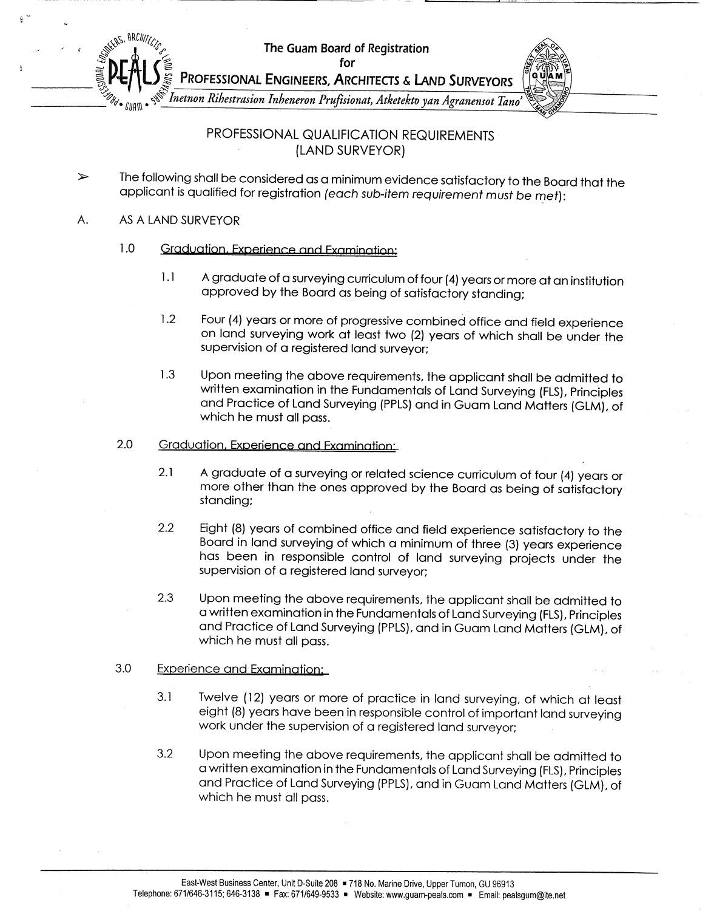The Guam Board of Registration
for
PROFESSIONAL ENGINEERS, ARCHITECTS & LAND SURVEYORS
*Inetnon Rihestrasion Inheneron Prufisionat, Atketekto yan Agranensot Tano'*

# PROFESSIONAL QUALIFICATION REQUIREMENTS (LAND SURVEYOR)

➢ The following shall be considered as a minimum evidence satisfactory to the Board that the applicant is qualified for registration *(each sub-item requirement must be met)*:

A. AS A LAND SURVEYOR

1.0 Graduation, Experience and Examination:

1.1 A graduate of a surveying curriculum of four (4) years or more at an institution approved by the Board as being of satisfactory standing;

1.2 Four (4) years or more of progressive combined office and field experience on land surveying work at least two (2) years of which shall be under the supervision of a registered land surveyor;

1.3 Upon meeting the above requirements, the applicant shall be admitted to written examination in the Fundamentals of Land Surveying (FLS), Principles and Practice of Land Surveying (PPLS) and in Guam Land Matters (GLM), of which he must all pass.

2.0 Graduation, Experience and Examination:

2.1 A graduate of a surveying or related science curriculum of four (4) years or more other than the ones approved by the Board as being of satisfactory standing;

2.2 Eight (8) years of combined office and field experience satisfactory to the Board in land surveying of which a minimum of three (3) years experience has been in responsible control of land surveying projects under the supervision of a registered land surveyor;

2.3 Upon meeting the above requirements, the applicant shall be admitted to a written examination in the Fundamentals of Land Surveying (FLS), Principles and Practice of Land Surveying (PPLS), and in Guam Land Matters (GLM), of which he must all pass.

3.0 Experience and Examination:

3.1 Twelve (12) years or more of practice in land surveying, of which at least eight (8) years have been in responsible control of important land surveying work under the supervision of a registered land surveyor;

3.2 Upon meeting the above requirements, the applicant shall be admitted to a written examination in the Fundamentals of Land Surveying (FLS), Principles and Practice of Land Surveying (PPLS), and in Guam Land Matters (GLM), of which he must all pass.

East-West Business Center, Unit D-Suite 208 ▪ 718 No. Marine Drive, Upper Tumon, GU 96913
Telephone: 671/646-3115; 646-3138 ▪ Fax: 671/649-9533 ▪ Website: www.guam-peals.com ▪ Email: pealsgum@ite.net